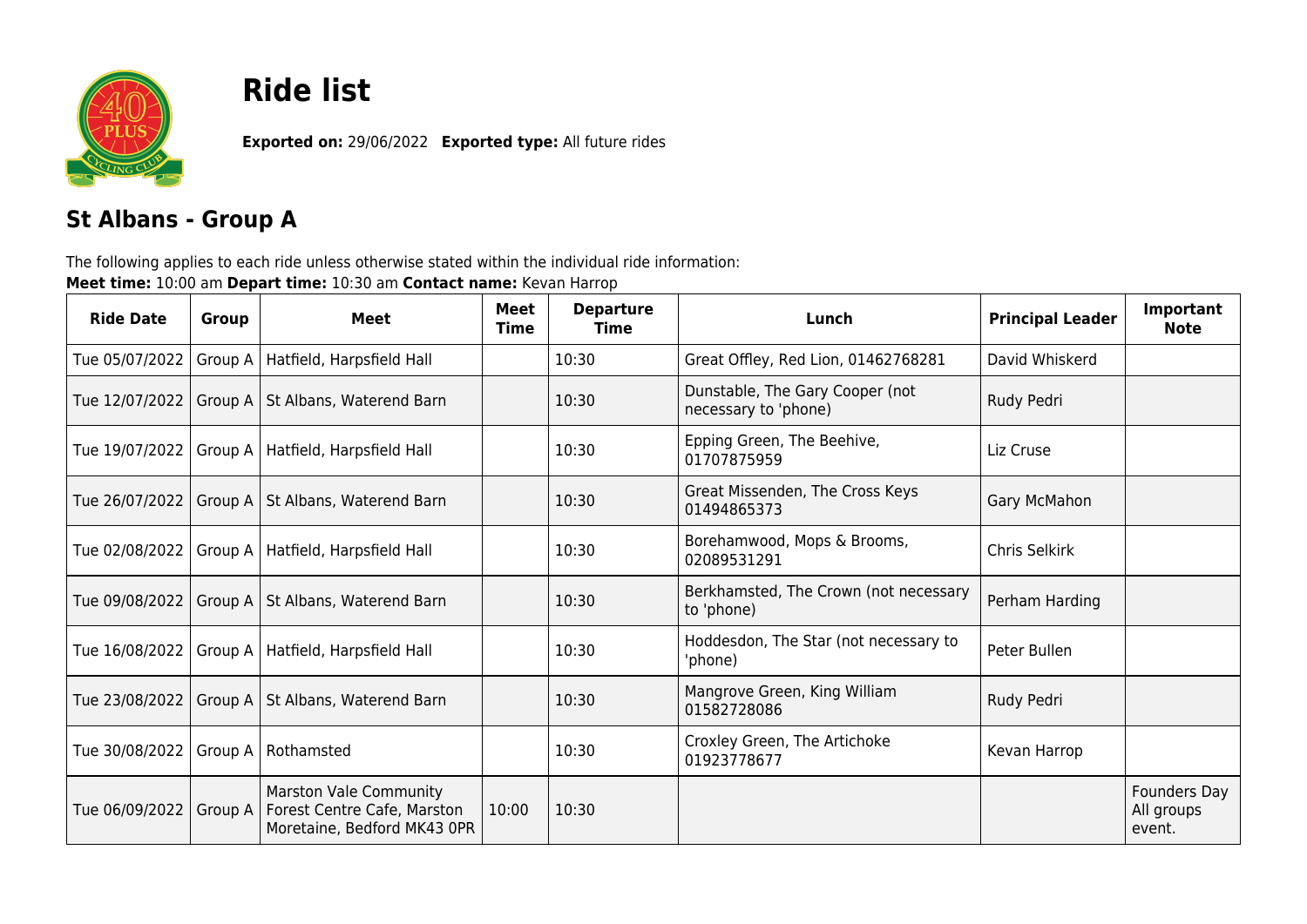# Ride list

**Exported on:** 29/06/2022 **Exported type:** All future rides

## St Albans - Group A

The following applies to each ride unless otherwise stated within the individual ride information:
**Meet time:** 10:00 am **Depart time:** 10:30 am **Contact name:** Kevan Harrop

| Ride Date | Group | Meet | Meet Time | Departure Time | Lunch | Principal Leader | Important Note |
|---|---|---|---|---|---|---|---|
| Tue 05/07/2022 | Group A | Hatfield, Harpsfield Hall | | 10:30 | Great Offley, Red Lion, 01462768281 | David Whiskerd | |
| Tue 12/07/2022 | Group A | St Albans, Waterend Barn | | 10:30 | Dunstable, The Gary Cooper (not necessary to 'phone) | Rudy Pedri | |
| Tue 19/07/2022 | Group A | Hatfield, Harpsfield Hall | | 10:30 | Epping Green, The Beehive, 01707875959 | Liz Cruse | |
| Tue 26/07/2022 | Group A | St Albans, Waterend Barn | | 10:30 | Great Missenden, The Cross Keys 01494865373 | Gary McMahon | |
| Tue 02/08/2022 | Group A | Hatfield, Harpsfield Hall | | 10:30 | Borehamwood, Mops & Brooms, 02089531291 | Chris Selkirk | |
| Tue 09/08/2022 | Group A | St Albans, Waterend Barn | | 10:30 | Berkhamsted, The Crown (not necessary to 'phone) | Perham Harding | |
| Tue 16/08/2022 | Group A | Hatfield, Harpsfield Hall | | 10:30 | Hoddesdon, The Star (not necessary to 'phone) | Peter Bullen | |
| Tue 23/08/2022 | Group A | St Albans, Waterend Barn | | 10:30 | Mangrove Green, King William 01582728086 | Rudy Pedri | |
| Tue 30/08/2022 | Group A | Rothamsted | | 10:30 | Croxley Green, The Artichoke 01923778677 | Kevan Harrop | |
| Tue 06/09/2022 | Group A | Marston Vale Community Forest Centre Cafe, Marston Moretaine, Bedford MK43 0PR | 10:00 | 10:30 | | | Founders Day All groups event. |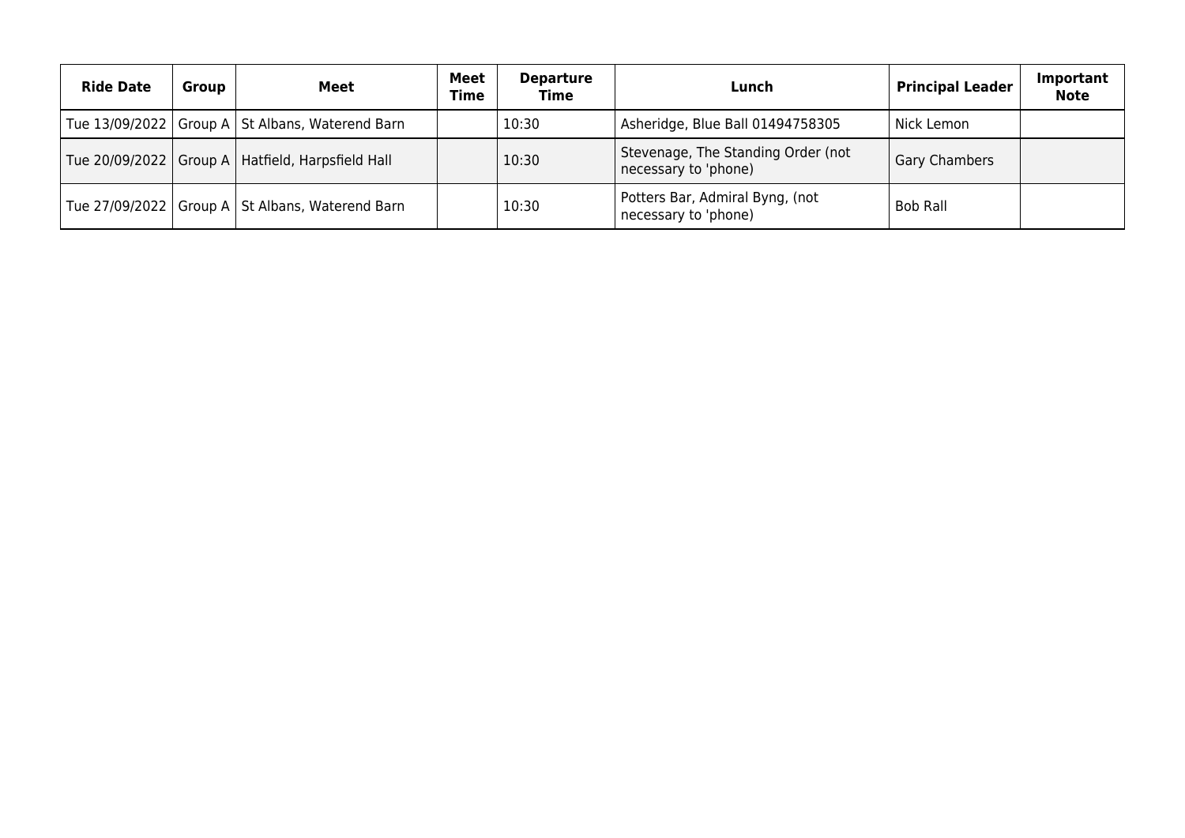| Ride Date | Group | Meet | Meet Time | Departure Time | Lunch | Principal Leader | Important Note |
|---|---|---|---|---|---|---|---|
| Tue 13/09/2022 | Group A | St Albans, Waterend Barn | | 10:30 | Asheridge, Blue Ball 01494758305 | Nick Lemon | |
| Tue 20/09/2022 | Group A | Hatfield, Harpsfield Hall | | 10:30 | Stevenage, The Standing Order (not necessary to 'phone) | Gary Chambers | |
| Tue 27/09/2022 | Group A | St Albans, Waterend Barn | | 10:30 | Potters Bar, Admiral Byng, (not necessary to 'phone) | Bob Rall | |